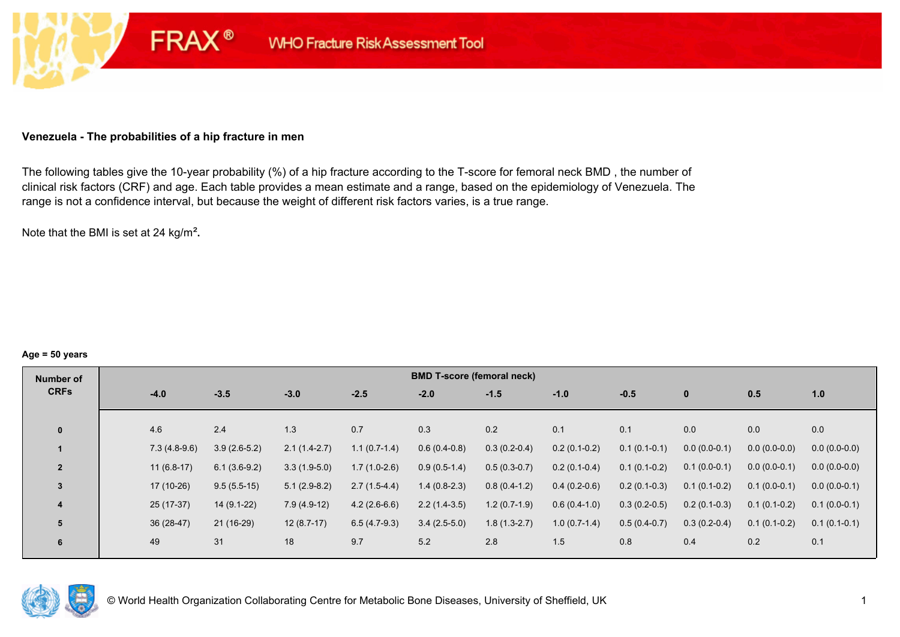FRAX® WHO Fracture Risk Assessment Tool

### Venezuela - The probabilities of a hip fracture in men

The following tables give the 10-year probability (%) of a hip fracture according to the T-score for femoral neck BMD , the number of clinical risk factors (CRF) and age. Each table provides a mean estimate and a range, based on the epidemiology of Venezuela. The range is not a confidence interval, but because the weight of different risk factors varies, is a true range.

Note that the BMI is set at 24 kg/m².

**Age = 50 years**

| Number of CRFs | BMD T-score (femoral neck) | | | | | | | | | | |
|---|---|---|---|---|---|---|---|---|---|---|---|
| | -4.0 | -3.5 | -3.0 | -2.5 | -2.0 | -1.5 | -1.0 | -0.5 | 0 | 0.5 | 1.0 |
| 0 | 4.6 | 2.4 | 1.3 | 0.7 | 0.3 | 0.2 | 0.1 | 0.1 | 0.0 | 0.0 | 0.0 |
| 1 | 7.3 (4.8-9.6) | 3.9 (2.6-5.2) | 2.1 (1.4-2.7) | 1.1 (0.7-1.4) | 0.6 (0.4-0.8) | 0.3 (0.2-0.4) | 0.2 (0.1-0.2) | 0.1 (0.1-0.1) | 0.0 (0.0-0.1) | 0.0 (0.0-0.0) | 0.0 (0.0-0.0) |
| 2 | 11 (6.8-17) | 6.1 (3.6-9.2) | 3.3 (1.9-5.0) | 1.7 (1.0-2.6) | 0.9 (0.5-1.4) | 0.5 (0.3-0.7) | 0.2 (0.1-0.4) | 0.1 (0.1-0.2) | 0.1 (0.0-0.1) | 0.0 (0.0-0.1) | 0.0 (0.0-0.0) |
| 3 | 17 (10-26) | 9.5 (5.5-15) | 5.1 (2.9-8.2) | 2.7 (1.5-4.4) | 1.4 (0.8-2.3) | 0.8 (0.4-1.2) | 0.4 (0.2-0.6) | 0.2 (0.1-0.3) | 0.1 (0.1-0.2) | 0.1 (0.0-0.1) | 0.0 (0.0-0.1) |
| 4 | 25 (17-37) | 14 (9.1-22) | 7.9 (4.9-12) | 4.2 (2.6-6.6) | 2.2 (1.4-3.5) | 1.2 (0.7-1.9) | 0.6 (0.4-1.0) | 0.3 (0.2-0.5) | 0.2 (0.1-0.3) | 0.1 (0.1-0.2) | 0.1 (0.0-0.1) |
| 5 | 36 (28-47) | 21 (16-29) | 12 (8.7-17) | 6.5 (4.7-9.3) | 3.4 (2.5-5.0) | 1.8 (1.3-2.7) | 1.0 (0.7-1.4) | 0.5 (0.4-0.7) | 0.3 (0.2-0.4) | 0.1 (0.1-0.2) | 0.1 (0.1-0.1) |
| 6 | 49 | 31 | 18 | 9.7 | 5.2 | 2.8 | 1.5 | 0.8 | 0.4 | 0.2 | 0.1 |

© World Health Organization Collaborating Centre for Metabolic Bone Diseases, University of Sheffield, UK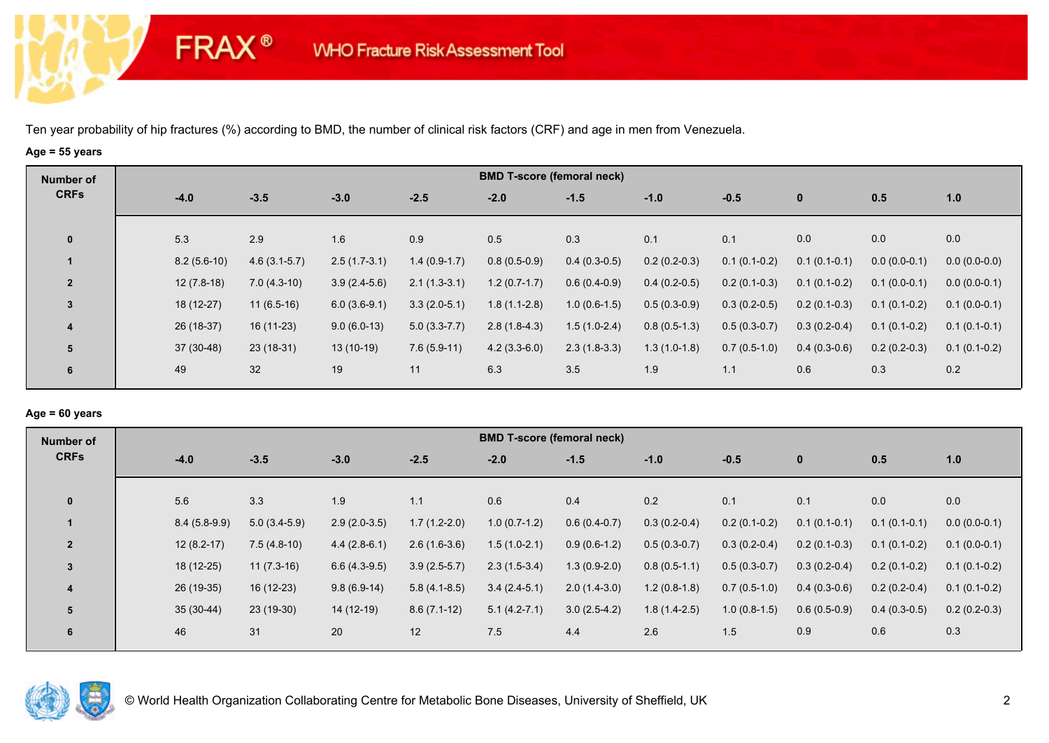Ten year probability of hip fractures (%) according to BMD, the number of clinical risk factors (CRF) and age in men from Venezuela.

**Age = 55 years**

| Number of CRFs | BMD T-score (femoral neck) | | | | | | | | | | |
|---|---|---|---|---|---|---|---|---|---|---|---|
| | -4.0 | -3.5 | -3.0 | -2.5 | -2.0 | -1.5 | -1.0 | -0.5 | 0 | 0.5 | 1.0 |
| 0 | 5.3 | 2.9 | 1.6 | 0.9 | 0.5 | 0.3 | 0.1 | 0.1 | 0.0 | 0.0 | 0.0 |
| 1 | 8.2 (5.6-10) | 4.6 (3.1-5.7) | 2.5 (1.7-3.1) | 1.4 (0.9-1.7) | 0.8 (0.5-0.9) | 0.4 (0.3-0.5) | 0.2 (0.2-0.3) | 0.1 (0.1-0.2) | 0.1 (0.1-0.1) | 0.0 (0.0-0.1) | 0.0 (0.0-0.0) |
| 2 | 12 (7.8-18) | 7.0 (4.3-10) | 3.9 (2.4-5.6) | 2.1 (1.3-3.1) | 1.2 (0.7-1.7) | 0.6 (0.4-0.9) | 0.4 (0.2-0.5) | 0.2 (0.1-0.3) | 0.1 (0.1-0.2) | 0.1 (0.0-0.1) | 0.0 (0.0-0.1) |
| 3 | 18 (12-27) | 11 (6.5-16) | 6.0 (3.6-9.1) | 3.3 (2.0-5.1) | 1.8 (1.1-2.8) | 1.0 (0.6-1.5) | 0.5 (0.3-0.9) | 0.3 (0.2-0.5) | 0.2 (0.1-0.3) | 0.1 (0.1-0.2) | 0.1 (0.0-0.1) |
| 4 | 26 (18-37) | 16 (11-23) | 9.0 (6.0-13) | 5.0 (3.3-7.7) | 2.8 (1.8-4.3) | 1.5 (1.0-2.4) | 0.8 (0.5-1.3) | 0.5 (0.3-0.7) | 0.3 (0.2-0.4) | 0.1 (0.1-0.2) | 0.1 (0.1-0.1) |
| 5 | 37 (30-48) | 23 (18-31) | 13 (10-19) | 7.6 (5.9-11) | 4.2 (3.3-6.0) | 2.3 (1.8-3.3) | 1.3 (1.0-1.8) | 0.7 (0.5-1.0) | 0.4 (0.3-0.6) | 0.2 (0.2-0.3) | 0.1 (0.1-0.2) |
| 6 | 49 | 32 | 19 | 11 | 6.3 | 3.5 | 1.9 | 1.1 | 0.6 | 0.3 | 0.2 |

**Age = 60 years**

| Number of CRFs | BMD T-score (femoral neck) | | | | | | | | | | |
|---|---|---|---|---|---|---|---|---|---|---|---|
| | -4.0 | -3.5 | -3.0 | -2.5 | -2.0 | -1.5 | -1.0 | -0.5 | 0 | 0.5 | 1.0 |
| 0 | 5.6 | 3.3 | 1.9 | 1.1 | 0.6 | 0.4 | 0.2 | 0.1 | 0.1 | 0.0 | 0.0 |
| 1 | 8.4 (5.8-9.9) | 5.0 (3.4-5.9) | 2.9 (2.0-3.5) | 1.7 (1.2-2.0) | 1.0 (0.7-1.2) | 0.6 (0.4-0.7) | 0.3 (0.2-0.4) | 0.2 (0.1-0.2) | 0.1 (0.1-0.1) | 0.1 (0.1-0.1) | 0.0 (0.0-0.1) |
| 2 | 12 (8.2-17) | 7.5 (4.8-10) | 4.4 (2.8-6.1) | 2.6 (1.6-3.6) | 1.5 (1.0-2.1) | 0.9 (0.6-1.2) | 0.5 (0.3-0.7) | 0.3 (0.2-0.4) | 0.2 (0.1-0.3) | 0.1 (0.1-0.2) | 0.1 (0.0-0.1) |
| 3 | 18 (12-25) | 11 (7.3-16) | 6.6 (4.3-9.5) | 3.9 (2.5-5.7) | 2.3 (1.5-3.4) | 1.3 (0.9-2.0) | 0.8 (0.5-1.1) | 0.5 (0.3-0.7) | 0.3 (0.2-0.4) | 0.2 (0.1-0.2) | 0.1 (0.1-0.2) |
| 4 | 26 (19-35) | 16 (12-23) | 9.8 (6.9-14) | 5.8 (4.1-8.5) | 3.4 (2.4-5.1) | 2.0 (1.4-3.0) | 1.2 (0.8-1.8) | 0.7 (0.5-1.0) | 0.4 (0.3-0.6) | 0.2 (0.2-0.4) | 0.1 (0.1-0.2) |
| 5 | 35 (30-44) | 23 (19-30) | 14 (12-19) | 8.6 (7.1-12) | 5.1 (4.2-7.1) | 3.0 (2.5-4.2) | 1.8 (1.4-2.5) | 1.0 (0.8-1.5) | 0.6 (0.5-0.9) | 0.4 (0.3-0.5) | 0.2 (0.2-0.3) |
| 6 | 46 | 31 | 20 | 12 | 7.5 | 4.4 | 2.6 | 1.5 | 0.9 | 0.6 | 0.3 |

© World Health Organization Collaborating Centre for Metabolic Bone Diseases, University of Sheffield, UK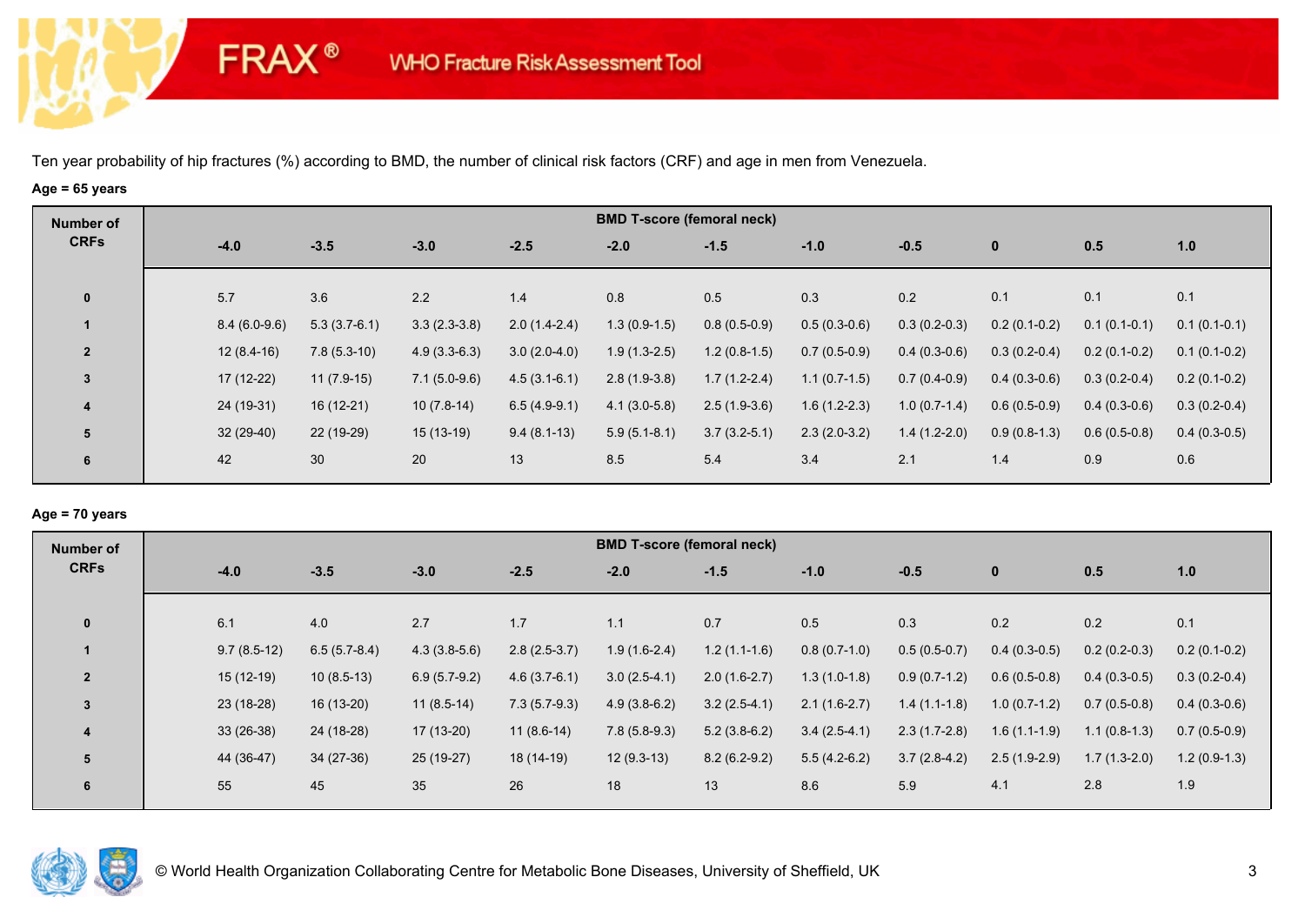FRAX® WHO Fracture Risk Assessment Tool

Ten year probability of hip fractures (%) according to BMD, the number of clinical risk factors (CRF) and age in men from Venezuela.

**Age = 65 years**

| Number of CRFs | BMD T-score (femoral neck) | | | | | | | | | | |
|---|---|---|---|---|---|---|---|---|---|---|---|
| | -4.0 | -3.5 | -3.0 | -2.5 | -2.0 | -1.5 | -1.0 | -0.5 | 0 | 0.5 | 1.0 |
| 0 | 5.7 | 3.6 | 2.2 | 1.4 | 0.8 | 0.5 | 0.3 | 0.2 | 0.1 | 0.1 | 0.1 |
| 1 | 8.4 (6.0-9.6) | 5.3 (3.7-6.1) | 3.3 (2.3-3.8) | 2.0 (1.4-2.4) | 1.3 (0.9-1.5) | 0.8 (0.5-0.9) | 0.5 (0.3-0.6) | 0.3 (0.2-0.3) | 0.2 (0.1-0.2) | 0.1 (0.1-0.1) | 0.1 (0.1-0.1) |
| 2 | 12 (8.4-16) | 7.8 (5.3-10) | 4.9 (3.3-6.3) | 3.0 (2.0-4.0) | 1.9 (1.3-2.5) | 1.2 (0.8-1.5) | 0.7 (0.5-0.9) | 0.4 (0.3-0.6) | 0.3 (0.2-0.4) | 0.2 (0.1-0.2) | 0.1 (0.1-0.2) |
| 3 | 17 (12-22) | 11 (7.9-15) | 7.1 (5.0-9.6) | 4.5 (3.1-6.1) | 2.8 (1.9-3.8) | 1.7 (1.2-2.4) | 1.1 (0.7-1.5) | 0.7 (0.4-0.9) | 0.4 (0.3-0.6) | 0.3 (0.2-0.4) | 0.2 (0.1-0.2) |
| 4 | 24 (19-31) | 16 (12-21) | 10 (7.8-14) | 6.5 (4.9-9.1) | 4.1 (3.0-5.8) | 2.5 (1.9-3.6) | 1.6 (1.2-2.3) | 1.0 (0.7-1.4) | 0.6 (0.5-0.9) | 0.4 (0.3-0.6) | 0.3 (0.2-0.4) |
| 5 | 32 (29-40) | 22 (19-29) | 15 (13-19) | 9.4 (8.1-13) | 5.9 (5.1-8.1) | 3.7 (3.2-5.1) | 2.3 (2.0-3.2) | 1.4 (1.2-2.0) | 0.9 (0.8-1.3) | 0.6 (0.5-0.8) | 0.4 (0.3-0.5) |
| 6 | 42 | 30 | 20 | 13 | 8.5 | 5.4 | 3.4 | 2.1 | 1.4 | 0.9 | 0.6 |

**Age = 70 years**

| Number of CRFs | BMD T-score (femoral neck) | | | | | | | | | | |
|---|---|---|---|---|---|---|---|---|---|---|---|
| | -4.0 | -3.5 | -3.0 | -2.5 | -2.0 | -1.5 | -1.0 | -0.5 | 0 | 0.5 | 1.0 |
| 0 | 6.1 | 4.0 | 2.7 | 1.7 | 1.1 | 0.7 | 0.5 | 0.3 | 0.2 | 0.2 | 0.1 |
| 1 | 9.7 (8.5-12) | 6.5 (5.7-8.4) | 4.3 (3.8-5.6) | 2.8 (2.5-3.7) | 1.9 (1.6-2.4) | 1.2 (1.1-1.6) | 0.8 (0.7-1.0) | 0.5 (0.5-0.7) | 0.4 (0.3-0.5) | 0.2 (0.2-0.3) | 0.2 (0.1-0.2) |
| 2 | 15 (12-19) | 10 (8.5-13) | 6.9 (5.7-9.2) | 4.6 (3.7-6.1) | 3.0 (2.5-4.1) | 2.0 (1.6-2.7) | 1.3 (1.0-1.8) | 0.9 (0.7-1.2) | 0.6 (0.5-0.8) | 0.4 (0.3-0.5) | 0.3 (0.2-0.4) |
| 3 | 23 (18-28) | 16 (13-20) | 11 (8.5-14) | 7.3 (5.7-9.3) | 4.9 (3.8-6.2) | 3.2 (2.5-4.1) | 2.1 (1.6-2.7) | 1.4 (1.1-1.8) | 1.0 (0.7-1.2) | 0.7 (0.5-0.8) | 0.4 (0.3-0.6) |
| 4 | 33 (26-38) | 24 (18-28) | 17 (13-20) | 11 (8.6-14) | 7.8 (5.8-9.3) | 5.2 (3.8-6.2) | 3.4 (2.5-4.1) | 2.3 (1.7-2.8) | 1.6 (1.1-1.9) | 1.1 (0.8-1.3) | 0.7 (0.5-0.9) |
| 5 | 44 (36-47) | 34 (27-36) | 25 (19-27) | 18 (14-19) | 12 (9.3-13) | 8.2 (6.2-9.2) | 5.5 (4.2-6.2) | 3.7 (2.8-4.2) | 2.5 (1.9-2.9) | 1.7 (1.3-2.0) | 1.2 (0.9-1.3) |
| 6 | 55 | 45 | 35 | 26 | 18 | 13 | 8.6 | 5.9 | 4.1 | 2.8 | 1.9 |

© World Health Organization Collaborating Centre for Metabolic Bone Diseases, University of Sheffield, UK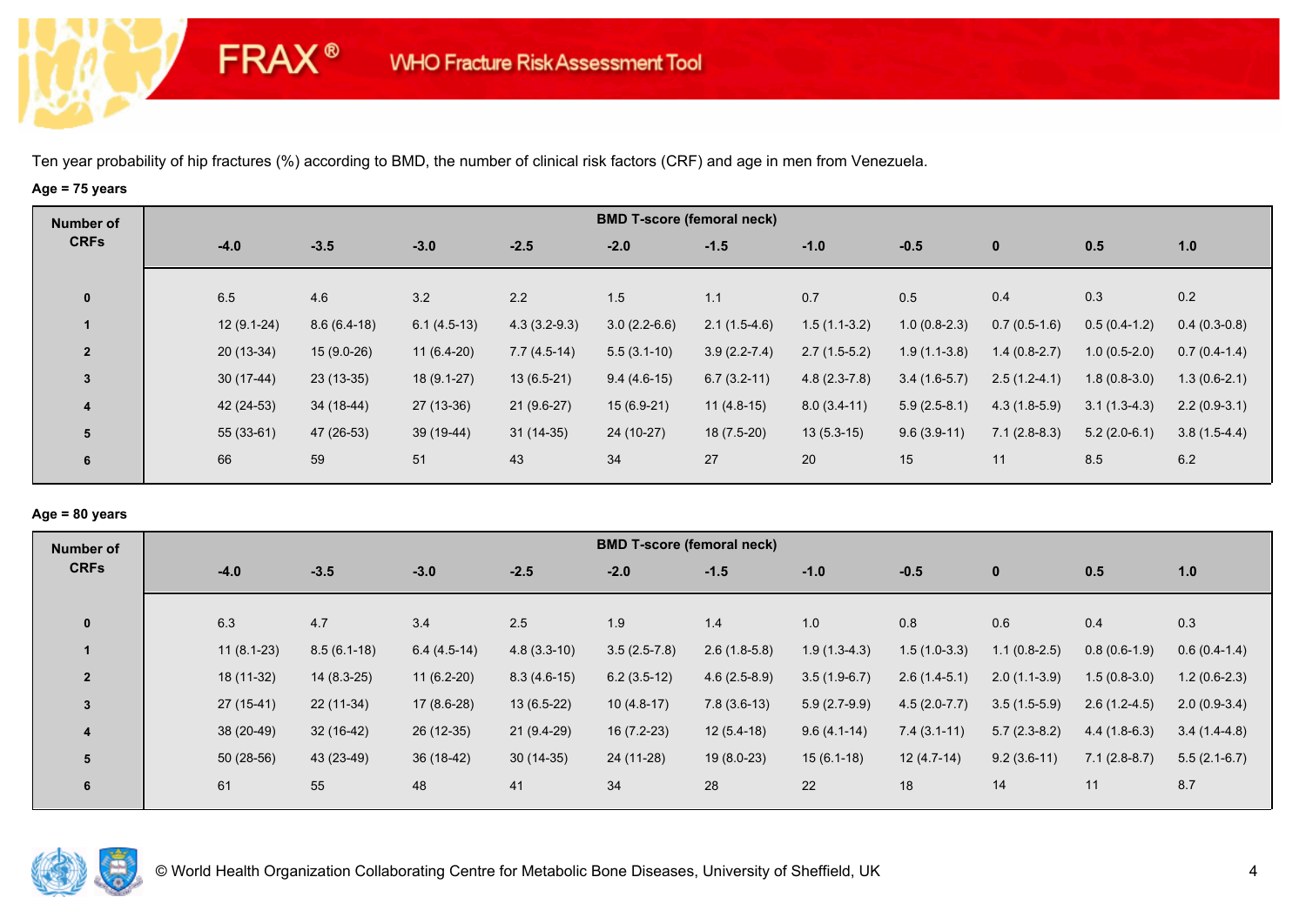Ten year probability of hip fractures (%) according to BMD, the number of clinical risk factors (CRF) and age in men from Venezuela.

**Age = 75 years**

| Number of CRFs | BMD T-score (femoral neck) | | | | | | | | | | |
|---|---|---|---|---|---|---|---|---|---|---|---|
| | -4.0 | -3.5 | -3.0 | -2.5 | -2.0 | -1.5 | -1.0 | -0.5 | 0 | 0.5 | 1.0 |
| 0 | 6.5 | 4.6 | 3.2 | 2.2 | 1.5 | 1.1 | 0.7 | 0.5 | 0.4 | 0.3 | 0.2 |
| 1 | 12 (9.1-24) | 8.6 (6.4-18) | 6.1 (4.5-13) | 4.3 (3.2-9.3) | 3.0 (2.2-6.6) | 2.1 (1.5-4.6) | 1.5 (1.1-3.2) | 1.0 (0.8-2.3) | 0.7 (0.5-1.6) | 0.5 (0.4-1.2) | 0.4 (0.3-0.8) |
| 2 | 20 (13-34) | 15 (9.0-26) | 11 (6.4-20) | 7.7 (4.5-14) | 5.5 (3.1-10) | 3.9 (2.2-7.4) | 2.7 (1.5-5.2) | 1.9 (1.1-3.8) | 1.4 (0.8-2.7) | 1.0 (0.5-2.0) | 0.7 (0.4-1.4) |
| 3 | 30 (17-44) | 23 (13-35) | 18 (9.1-27) | 13 (6.5-21) | 9.4 (4.6-15) | 6.7 (3.2-11) | 4.8 (2.3-7.8) | 3.4 (1.6-5.7) | 2.5 (1.2-4.1) | 1.8 (0.8-3.0) | 1.3 (0.6-2.1) |
| 4 | 42 (24-53) | 34 (18-44) | 27 (13-36) | 21 (9.6-27) | 15 (6.9-21) | 11 (4.8-15) | 8.0 (3.4-11) | 5.9 (2.5-8.1) | 4.3 (1.8-5.9) | 3.1 (1.3-4.3) | 2.2 (0.9-3.1) |
| 5 | 55 (33-61) | 47 (26-53) | 39 (19-44) | 31 (14-35) | 24 (10-27) | 18 (7.5-20) | 13 (5.3-15) | 9.6 (3.9-11) | 7.1 (2.8-8.3) | 5.2 (2.0-6.1) | 3.8 (1.5-4.4) |
| 6 | 66 | 59 | 51 | 43 | 34 | 27 | 20 | 15 | 11 | 8.5 | 6.2 |

**Age = 80 years**

| Number of CRFs | BMD T-score (femoral neck) | | | | | | | | | | |
|---|---|---|---|---|---|---|---|---|---|---|---|
| | -4.0 | -3.5 | -3.0 | -2.5 | -2.0 | -1.5 | -1.0 | -0.5 | 0 | 0.5 | 1.0 |
| 0 | 6.3 | 4.7 | 3.4 | 2.5 | 1.9 | 1.4 | 1.0 | 0.8 | 0.6 | 0.4 | 0.3 |
| 1 | 11 (8.1-23) | 8.5 (6.1-18) | 6.4 (4.5-14) | 4.8 (3.3-10) | 3.5 (2.5-7.8) | 2.6 (1.8-5.8) | 1.9 (1.3-4.3) | 1.5 (1.0-3.3) | 1.1 (0.8-2.5) | 0.8 (0.6-1.9) | 0.6 (0.4-1.4) |
| 2 | 18 (11-32) | 14 (8.3-25) | 11 (6.2-20) | 8.3 (4.6-15) | 6.2 (3.5-12) | 4.6 (2.5-8.9) | 3.5 (1.9-6.7) | 2.6 (1.4-5.1) | 2.0 (1.1-3.9) | 1.5 (0.8-3.0) | 1.2 (0.6-2.3) |
| 3 | 27 (15-41) | 22 (11-34) | 17 (8.6-28) | 13 (6.5-22) | 10 (4.8-17) | 7.8 (3.6-13) | 5.9 (2.7-9.9) | 4.5 (2.0-7.7) | 3.5 (1.5-5.9) | 2.6 (1.2-4.5) | 2.0 (0.9-3.4) |
| 4 | 38 (20-49) | 32 (16-42) | 26 (12-35) | 21 (9.4-29) | 16 (7.2-23) | 12 (5.4-18) | 9.6 (4.1-14) | 7.4 (3.1-11) | 5.7 (2.3-8.2) | 4.4 (1.8-6.3) | 3.4 (1.4-4.8) |
| 5 | 50 (28-56) | 43 (23-49) | 36 (18-42) | 30 (14-35) | 24 (11-28) | 19 (8.0-23) | 15 (6.1-18) | 12 (4.7-14) | 9.2 (3.6-11) | 7.1 (2.8-8.7) | 5.5 (2.1-6.7) |
| 6 | 61 | 55 | 48 | 41 | 34 | 28 | 22 | 18 | 14 | 11 | 8.7 |

© World Health Organization Collaborating Centre for Metabolic Bone Diseases, University of Sheffield, UK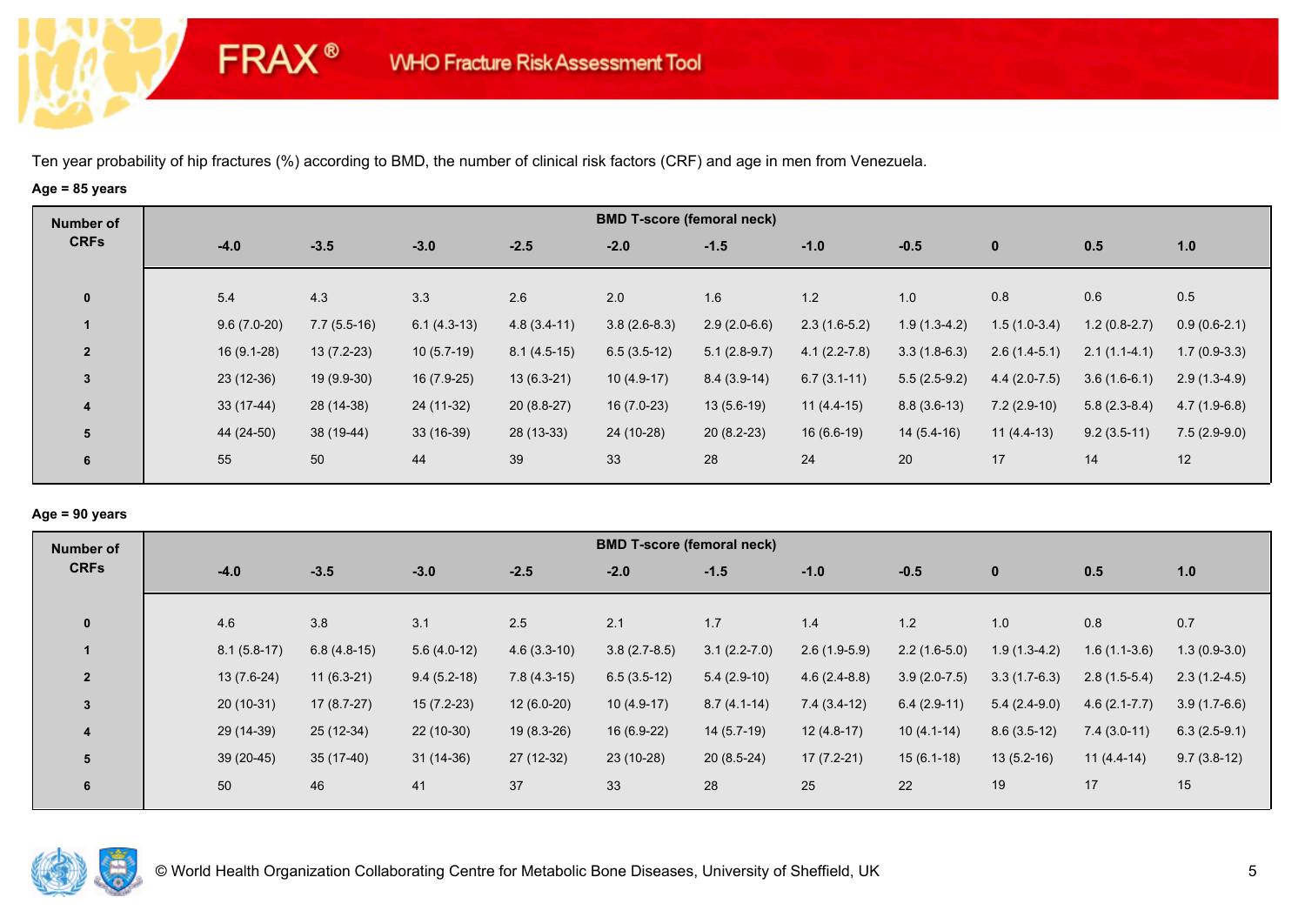FRAX® WHO Fracture Risk Assessment Tool

Ten year probability of hip fractures (%) according to BMD, the number of clinical risk factors (CRF) and age in men from Venezuela.

**Age = 85 years**

| Number of CRFs | BMD T-score (femoral neck) | | | | | | | | | | |
|---|---|---|---|---|---|---|---|---|---|---|---|
| | -4.0 | -3.5 | -3.0 | -2.5 | -2.0 | -1.5 | -1.0 | -0.5 | 0 | 0.5 | 1.0 |
| 0 | 5.4 | 4.3 | 3.3 | 2.6 | 2.0 | 1.6 | 1.2 | 1.0 | 0.8 | 0.6 | 0.5 |
| 1 | 9.6 (7.0-20) | 7.7 (5.5-16) | 6.1 (4.3-13) | 4.8 (3.4-11) | 3.8 (2.6-8.3) | 2.9 (2.0-6.6) | 2.3 (1.6-5.2) | 1.9 (1.3-4.2) | 1.5 (1.0-3.4) | 1.2 (0.8-2.7) | 0.9 (0.6-2.1) |
| 2 | 16 (9.1-28) | 13 (7.2-23) | 10 (5.7-19) | 8.1 (4.5-15) | 6.5 (3.5-12) | 5.1 (2.8-9.7) | 4.1 (2.2-7.8) | 3.3 (1.8-6.3) | 2.6 (1.4-5.1) | 2.1 (1.1-4.1) | 1.7 (0.9-3.3) |
| 3 | 23 (12-36) | 19 (9.9-30) | 16 (7.9-25) | 13 (6.3-21) | 10 (4.9-17) | 8.4 (3.9-14) | 6.7 (3.1-11) | 5.5 (2.5-9.2) | 4.4 (2.0-7.5) | 3.6 (1.6-6.1) | 2.9 (1.3-4.9) |
| 4 | 33 (17-44) | 28 (14-38) | 24 (11-32) | 20 (8.8-27) | 16 (7.0-23) | 13 (5.6-19) | 11 (4.4-15) | 8.8 (3.6-13) | 7.2 (2.9-10) | 5.8 (2.3-8.4) | 4.7 (1.9-6.8) |
| 5 | 44 (24-50) | 38 (19-44) | 33 (16-39) | 28 (13-33) | 24 (10-28) | 20 (8.2-23) | 16 (6.6-19) | 14 (5.4-16) | 11 (4.4-13) | 9.2 (3.5-11) | 7.5 (2.9-9.0) |
| 6 | 55 | 50 | 44 | 39 | 33 | 28 | 24 | 20 | 17 | 14 | 12 |

**Age = 90 years**

| Number of CRFs | BMD T-score (femoral neck) | | | | | | | | | | |
|---|---|---|---|---|---|---|---|---|---|---|---|
| | -4.0 | -3.5 | -3.0 | -2.5 | -2.0 | -1.5 | -1.0 | -0.5 | 0 | 0.5 | 1.0 |
| 0 | 4.6 | 3.8 | 3.1 | 2.5 | 2.1 | 1.7 | 1.4 | 1.2 | 1.0 | 0.8 | 0.7 |
| 1 | 8.1 (5.8-17) | 6.8 (4.8-15) | 5.6 (4.0-12) | 4.6 (3.3-10) | 3.8 (2.7-8.5) | 3.1 (2.2-7.0) | 2.6 (1.9-5.9) | 2.2 (1.6-5.0) | 1.9 (1.3-4.2) | 1.6 (1.1-3.6) | 1.3 (0.9-3.0) |
| 2 | 13 (7.6-24) | 11 (6.3-21) | 9.4 (5.2-18) | 7.8 (4.3-15) | 6.5 (3.5-12) | 5.4 (2.9-10) | 4.6 (2.4-8.8) | 3.9 (2.0-7.5) | 3.3 (1.7-6.3) | 2.8 (1.5-5.4) | 2.3 (1.2-4.5) |
| 3 | 20 (10-31) | 17 (8.7-27) | 15 (7.2-23) | 12 (6.0-20) | 10 (4.9-17) | 8.7 (4.1-14) | 7.4 (3.4-12) | 6.4 (2.9-11) | 5.4 (2.4-9.0) | 4.6 (2.1-7.7) | 3.9 (1.7-6.6) |
| 4 | 29 (14-39) | 25 (12-34) | 22 (10-30) | 19 (8.3-26) | 16 (6.9-22) | 14 (5.7-19) | 12 (4.8-17) | 10 (4.1-14) | 8.6 (3.5-12) | 7.4 (3.0-11) | 6.3 (2.5-9.1) |
| 5 | 39 (20-45) | 35 (17-40) | 31 (14-36) | 27 (12-32) | 23 (10-28) | 20 (8.5-24) | 17 (7.2-21) | 15 (6.1-18) | 13 (5.2-16) | 11 (4.4-14) | 9.7 (3.8-12) |
| 6 | 50 | 46 | 41 | 37 | 33 | 28 | 25 | 22 | 19 | 17 | 15 |

© World Health Organization Collaborating Centre for Metabolic Bone Diseases, University of Sheffield, UK